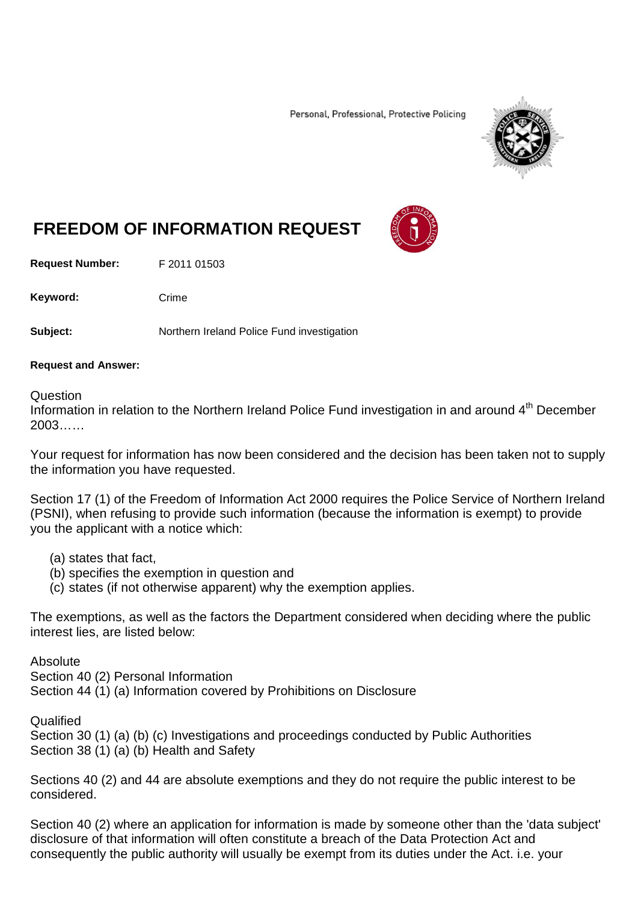Personal, Professional, Protective Policing

# FREEDOM OF INFORMATION REQUEST

**Request Number:** F 2011 01503

**Keyword:** Crime

**Subject:** Northern Ireland Police Fund investigation

**Request and Answer:**

Question
Information in relation to the Northern Ireland Police Fund investigation in and around 4th December 2003……

Your request for information has now been considered and the decision has been taken not to supply the information you have requested.

Section 17 (1) of the Freedom of Information Act 2000 requires the Police Service of Northern Ireland (PSNI), when refusing to provide such information (because the information is exempt) to provide you the applicant with a notice which:

(a) states that fact,
(b) specifies the exemption in question and
(c) states (if not otherwise apparent) why the exemption applies.

The exemptions, as well as the factors the Department considered when deciding where the public interest lies, are listed below:

Absolute
Section 40 (2) Personal Information
Section 44 (1) (a) Information covered by Prohibitions on Disclosure

Qualified
Section 30 (1) (a) (b) (c) Investigations and proceedings conducted by Public Authorities
Section 38 (1) (a) (b) Health and Safety

Sections 40 (2) and 44 are absolute exemptions and they do not require the public interest to be considered.

Section 40 (2) where an application for information is made by someone other than the 'data subject' disclosure of that information will often constitute a breach of the Data Protection Act and consequently the public authority will usually be exempt from its duties under the Act. i.e. your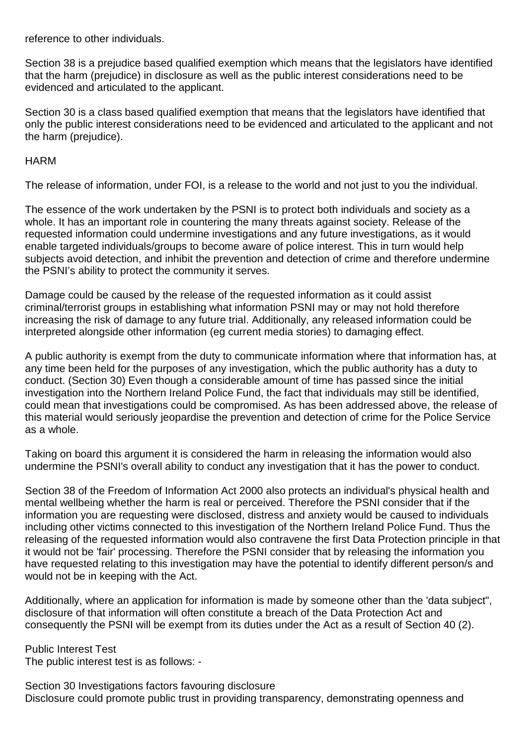reference to other individuals.

Section 38 is a prejudice based qualified exemption which means that the legislators have identified that the harm (prejudice) in disclosure as well as the public interest considerations need to be evidenced and articulated to the applicant.

Section 30 is a class based qualified exemption that means that the legislators have identified that only the public interest considerations need to be evidenced and articulated to the applicant and not the harm (prejudice).

HARM

The release of information, under FOI, is a release to the world and not just to you the individual.

The essence of the work undertaken by the PSNI is to protect both individuals and society as a whole. It has an important role in countering the many threats against society. Release of the requested information could undermine investigations and any future investigations, as it would enable targeted individuals/groups to become aware of police interest. This in turn would help subjects avoid detection, and inhibit the prevention and detection of crime and therefore undermine the PSNI's ability to protect the community it serves.

Damage could be caused by the release of the requested information as it could assist criminal/terrorist groups in establishing what information PSNI may or may not hold therefore increasing the risk of damage to any future trial. Additionally, any released information could be interpreted alongside other information (eg current media stories) to damaging effect.

A public authority is exempt from the duty to communicate information where that information has, at any time been held for the purposes of any investigation, which the public authority has a duty to conduct. (Section 30) Even though a considerable amount of time has passed since the initial investigation into the Northern Ireland Police Fund, the fact that individuals may still be identified, could mean that investigations could be compromised. As has been addressed above, the release of this material would seriously jeopardise the prevention and detection of crime for the Police Service as a whole.

Taking on board this argument it is considered the harm in releasing the information would also undermine the PSNI's overall ability to conduct any investigation that it has the power to conduct.

Section 38 of the Freedom of Information Act 2000 also protects an individual's physical health and mental wellbeing whether the harm is real or perceived. Therefore the PSNI consider that if the information you are requesting were disclosed, distress and anxiety would be caused to individuals including other victims connected to this investigation of the Northern Ireland Police Fund. Thus the releasing of the requested information would also contravene the first Data Protection principle in that it would not be 'fair' processing. Therefore the PSNI consider that by releasing the information you have requested relating to this investigation may have the potential to identify different person/s and would not be in keeping with the Act.

Additionally, where an application for information is made by someone other than the 'data subject", disclosure of that information will often constitute a breach of the Data Protection Act and consequently the PSNI will be exempt from its duties under the Act as a result of Section 40 (2).

Public Interest Test
The public interest test is as follows: -

Section 30 Investigations factors favouring disclosure
Disclosure could promote public trust in providing transparency, demonstrating openness and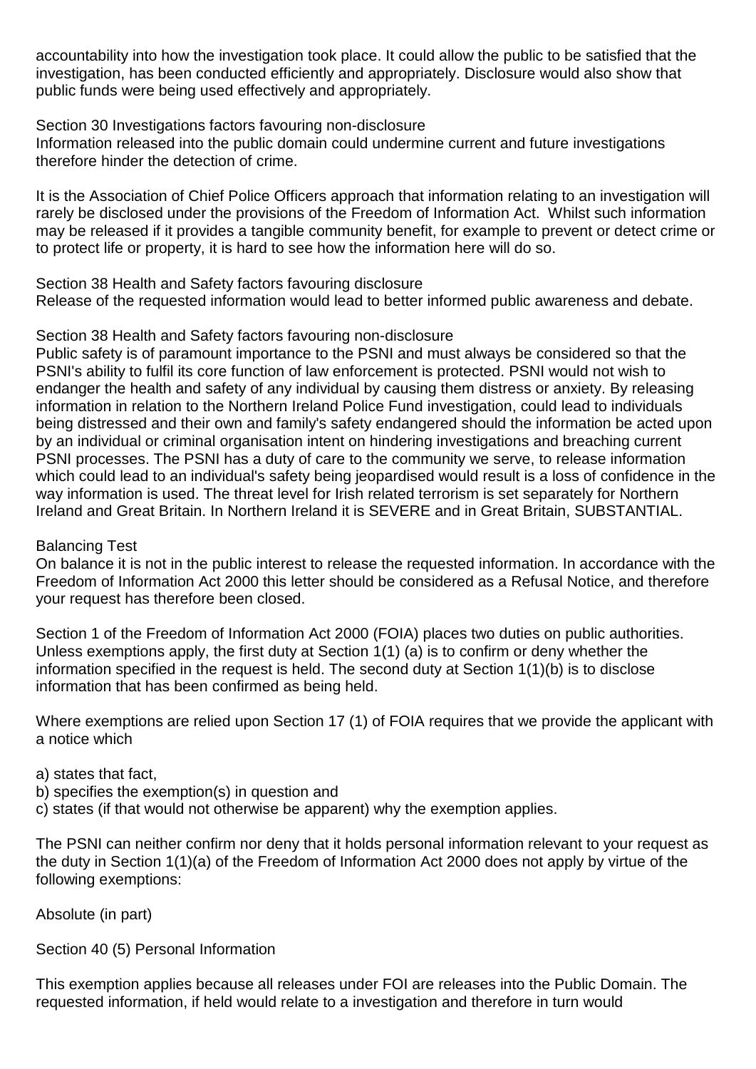accountability into how the investigation took place. It could allow the public to be satisfied that the investigation, has been conducted efficiently and appropriately. Disclosure would also show that public funds were being used effectively and appropriately.

Section 30 Investigations factors favouring non-disclosure
Information released into the public domain could undermine current and future investigations therefore hinder the detection of crime.

It is the Association of Chief Police Officers approach that information relating to an investigation will rarely be disclosed under the provisions of the Freedom of Information Act. Whilst such information may be released if it provides a tangible community benefit, for example to prevent or detect crime or to protect life or property, it is hard to see how the information here will do so.

Section 38 Health and Safety factors favouring disclosure
Release of the requested information would lead to better informed public awareness and debate.

Section 38 Health and Safety factors favouring non-disclosure
Public safety is of paramount importance to the PSNI and must always be considered so that the PSNI's ability to fulfil its core function of law enforcement is protected. PSNI would not wish to endanger the health and safety of any individual by causing them distress or anxiety. By releasing information in relation to the Northern Ireland Police Fund investigation, could lead to individuals being distressed and their own and family's safety endangered should the information be acted upon by an individual or criminal organisation intent on hindering investigations and breaching current PSNI processes. The PSNI has a duty of care to the community we serve, to release information which could lead to an individual's safety being jeopardised would result is a loss of confidence in the way information is used. The threat level for Irish related terrorism is set separately for Northern Ireland and Great Britain. In Northern Ireland it is SEVERE and in Great Britain, SUBSTANTIAL.

Balancing Test
On balance it is not in the public interest to release the requested information. In accordance with the Freedom of Information Act 2000 this letter should be considered as a Refusal Notice, and therefore your request has therefore been closed.

Section 1 of the Freedom of Information Act 2000 (FOIA) places two duties on public authorities. Unless exemptions apply, the first duty at Section 1(1) (a) is to confirm or deny whether the information specified in the request is held. The second duty at Section 1(1)(b) is to disclose information that has been confirmed as being held.

Where exemptions are relied upon Section 17 (1) of FOIA requires that we provide the applicant with a notice which

a) states that fact,
b) specifies the exemption(s) in question and
c) states (if that would not otherwise be apparent) why the exemption applies.

The PSNI can neither confirm nor deny that it holds personal information relevant to your request as the duty in Section 1(1)(a) of the Freedom of Information Act 2000 does not apply by virtue of the following exemptions:

Absolute (in part)

Section 40 (5) Personal Information

This exemption applies because all releases under FOI are releases into the Public Domain. The requested information, if held would relate to a investigation and therefore in turn would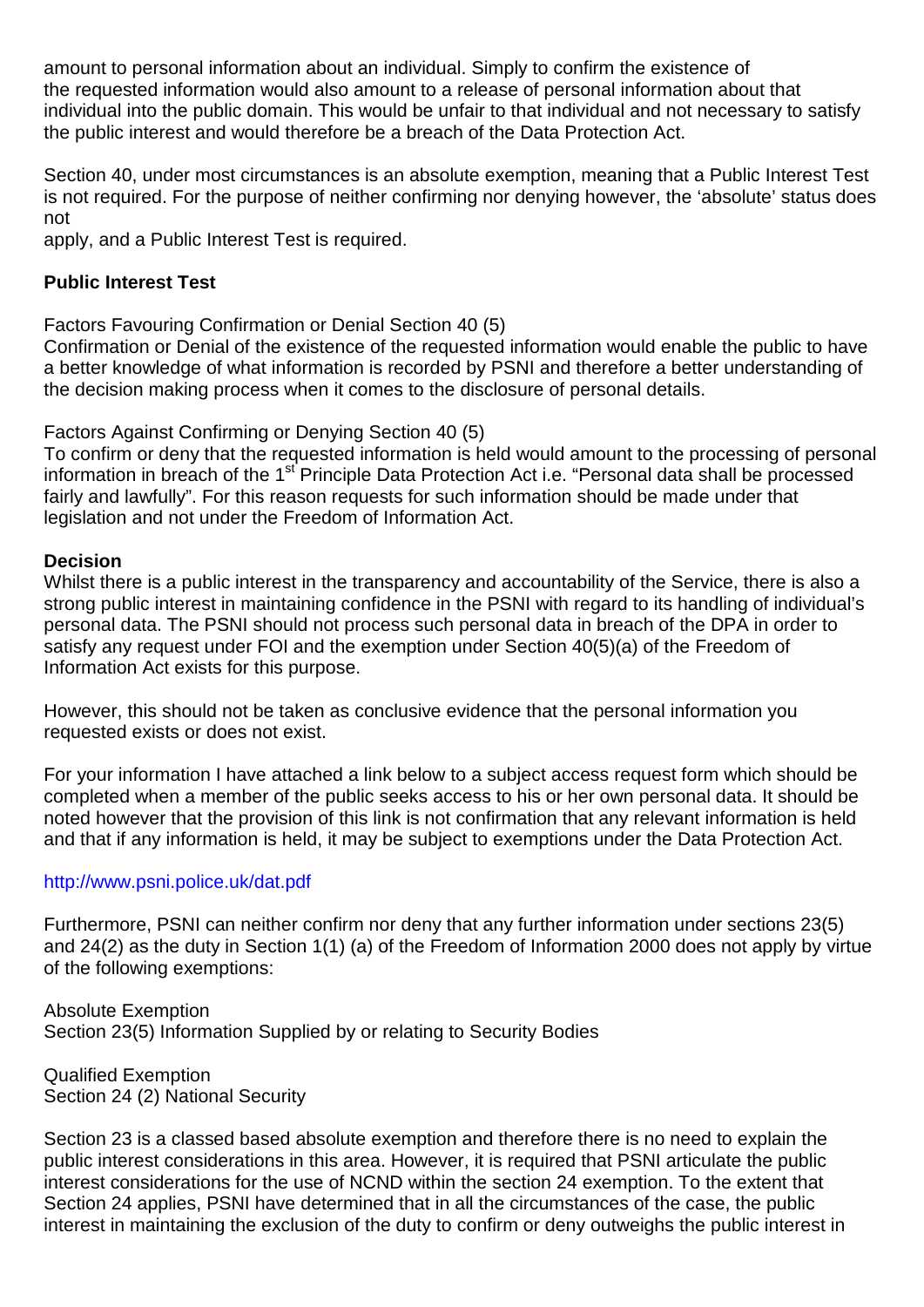amount to personal information about an individual. Simply to confirm the existence of the requested information would also amount to a release of personal information about that individual into the public domain. This would be unfair to that individual and not necessary to satisfy the public interest and would therefore be a breach of the Data Protection Act.

Section 40, under most circumstances is an absolute exemption, meaning that a Public Interest Test is not required. For the purpose of neither confirming nor denying however, the 'absolute' status does not apply, and a Public Interest Test is required.

**Public Interest Test**

Factors Favouring Confirmation or Denial Section 40 (5)
Confirmation or Denial of the existence of the requested information would enable the public to have a better knowledge of what information is recorded by PSNI and therefore a better understanding of the decision making process when it comes to the disclosure of personal details.

Factors Against Confirming or Denying Section 40 (5)
To confirm or deny that the requested information is held would amount to the processing of personal information in breach of the 1st Principle Data Protection Act i.e. "Personal data shall be processed fairly and lawfully". For this reason requests for such information should be made under that legislation and not under the Freedom of Information Act.

**Decision**
Whilst there is a public interest in the transparency and accountability of the Service, there is also a strong public interest in maintaining confidence in the PSNI with regard to its handling of individual's personal data. The PSNI should not process such personal data in breach of the DPA in order to satisfy any request under FOI and the exemption under Section 40(5)(a) of the Freedom of Information Act exists for this purpose.

However, this should not be taken as conclusive evidence that the personal information you requested exists or does not exist.

For your information I have attached a link below to a subject access request form which should be completed when a member of the public seeks access to his or her own personal data. It should be noted however that the provision of this link is not confirmation that any relevant information is held and that if any information is held, it may be subject to exemptions under the Data Protection Act.

http://www.psni.police.uk/dat.pdf

Furthermore, PSNI can neither confirm nor deny that any further information under sections 23(5) and 24(2) as the duty in Section 1(1) (a) of the Freedom of Information 2000 does not apply by virtue of the following exemptions:

Absolute Exemption
Section 23(5) Information Supplied by or relating to Security Bodies

Qualified Exemption
Section 24 (2) National Security

Section 23 is a classed based absolute exemption and therefore there is no need to explain the public interest considerations in this area. However, it is required that PSNI articulate the public interest considerations for the use of NCND within the section 24 exemption. To the extent that Section 24 applies, PSNI have determined that in all the circumstances of the case, the public interest in maintaining the exclusion of the duty to confirm or deny outweighs the public interest in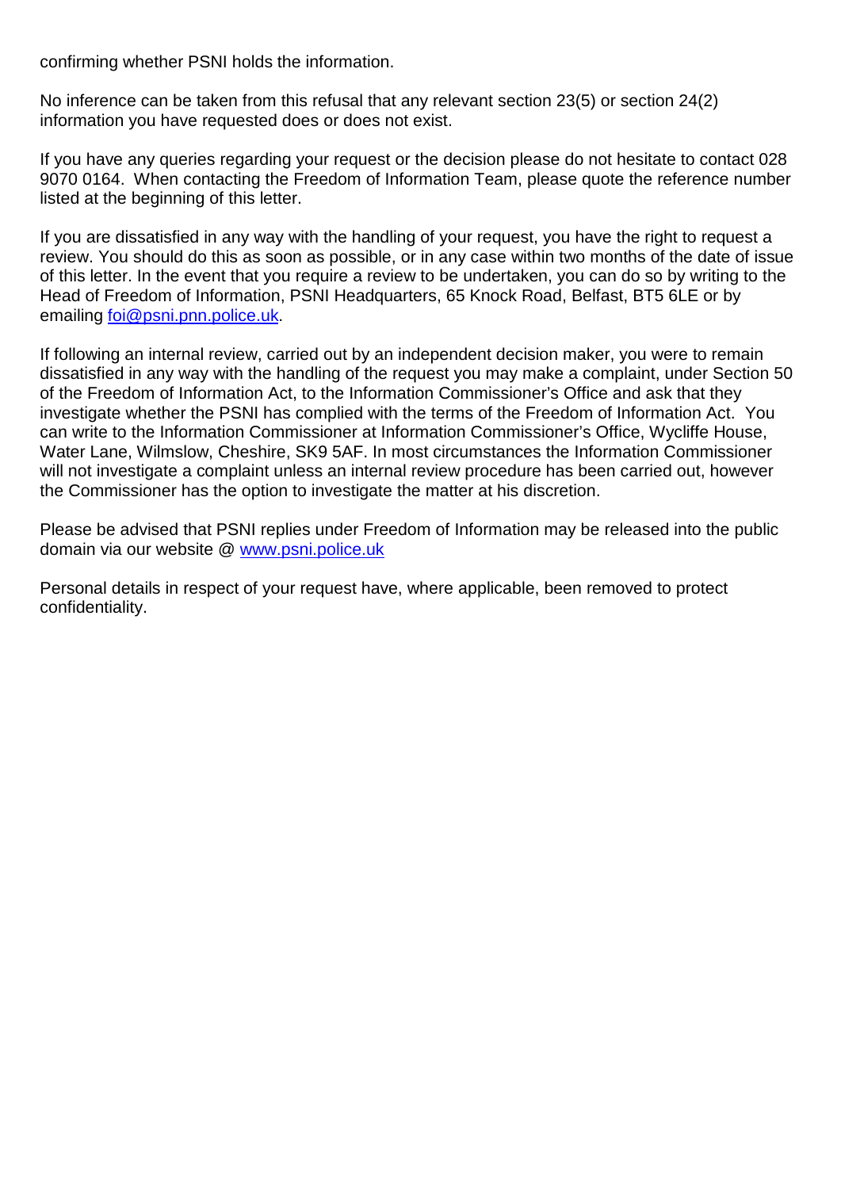confirming whether PSNI holds the information.

No inference can be taken from this refusal that any relevant section 23(5) or section 24(2) information you have requested does or does not exist.

If you have any queries regarding your request or the decision please do not hesitate to contact 028 9070 0164. When contacting the Freedom of Information Team, please quote the reference number listed at the beginning of this letter.

If you are dissatisfied in any way with the handling of your request, you have the right to request a review. You should do this as soon as possible, or in any case within two months of the date of issue of this letter. In the event that you require a review to be undertaken, you can do so by writing to the Head of Freedom of Information, PSNI Headquarters, 65 Knock Road, Belfast, BT5 6LE or by emailing foi@psni.pnn.police.uk.

If following an internal review, carried out by an independent decision maker, you were to remain dissatisfied in any way with the handling of the request you may make a complaint, under Section 50 of the Freedom of Information Act, to the Information Commissioner's Office and ask that they investigate whether the PSNI has complied with the terms of the Freedom of Information Act. You can write to the Information Commissioner at Information Commissioner's Office, Wycliffe House, Water Lane, Wilmslow, Cheshire, SK9 5AF. In most circumstances the Information Commissioner will not investigate a complaint unless an internal review procedure has been carried out, however the Commissioner has the option to investigate the matter at his discretion.

Please be advised that PSNI replies under Freedom of Information may be released into the public domain via our website @ www.psni.police.uk

Personal details in respect of your request have, where applicable, been removed to protect confidentiality.